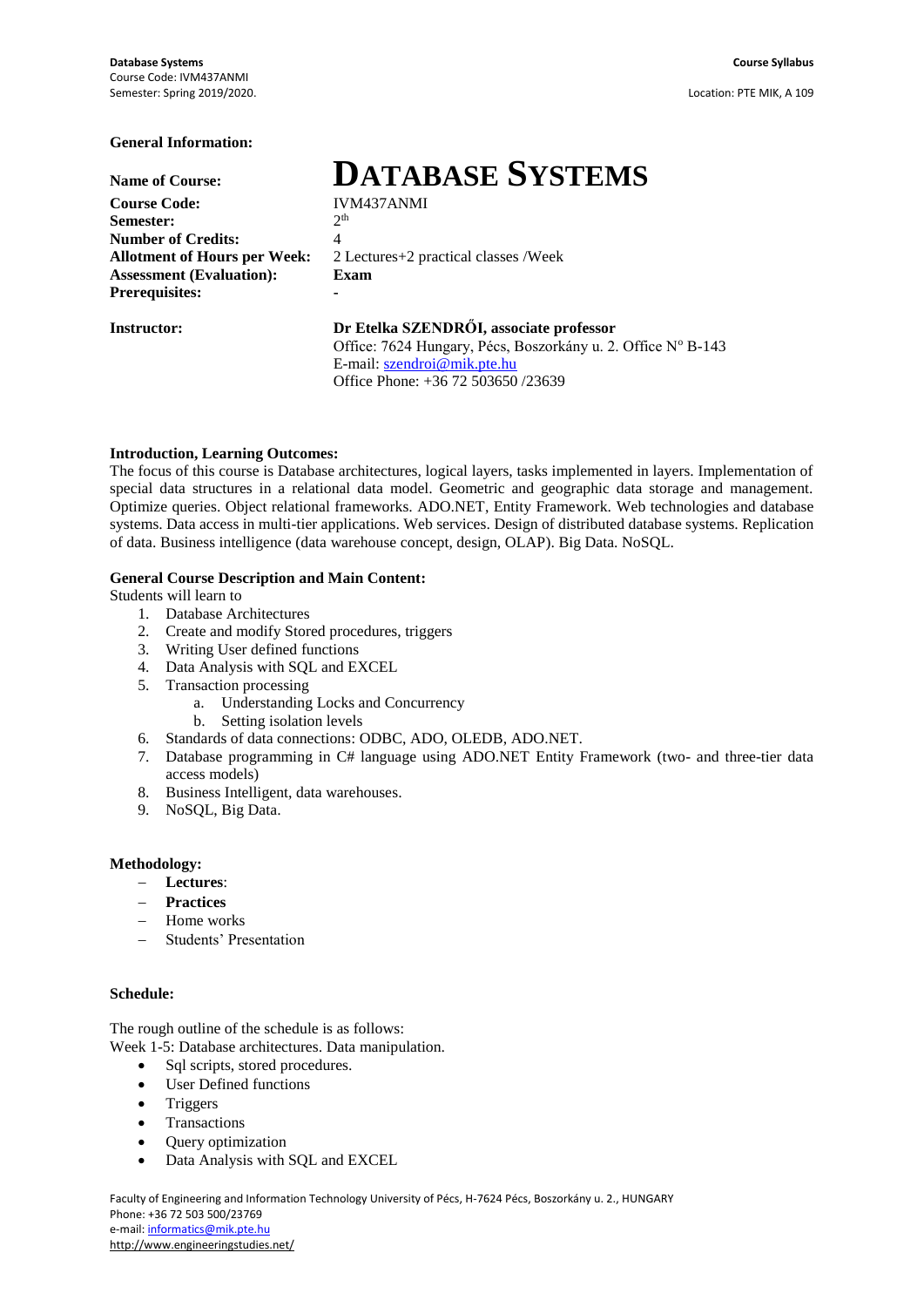**General Information:**

| | |
|---|---|
| **Name of Course:** | **DATABASE SYSTEMS** |
| **Course Code:** | IVM437ANMI |
| **Semester:** | 2th |
| **Number of Credits:** | 4 |
| **Allotment of Hours per Week:** | 2 Lectures+2 practical classes /Week |
| **Assessment (Evaluation):** | **Exam** |
| **Prerequisites:** | **-** |
| **Instructor:** | **Dr Etelka SZENDRŐI, associate professor**<br>Office: 7624 Hungary, Pécs, Boszorkány u. 2. Office N° B-143<br>E-mail: szendroi@mik.pte.hu<br>Office Phone: +36 72 503650 /23639 |

**Introduction, Learning Outcomes:**

The focus of this course is Database architectures, logical layers, tasks implemented in layers. Implementation of special data structures in a relational data model. Geometric and geographic data storage and management. Optimize queries. Object relational frameworks. ADO.NET, Entity Framework. Web technologies and database systems. Data access in multi-tier applications. Web services. Design of distributed database systems. Replication of data. Business intelligence (data warehouse concept, design, OLAP). Big Data. NoSQL.

**General Course Description and Main Content:**

Students will learn to

1. Database Architectures
2. Create and modify Stored procedures, triggers
3. Writing User defined functions
4. Data Analysis with SQL and EXCEL
5. Transaction processing
   a. Understanding Locks and Concurrency
   b. Setting isolation levels
6. Standards of data connections: ODBC, ADO, OLEDB, ADO.NET.
7. Database programming in C# language using ADO.NET Entity Framework (two- and three-tier data access models)
8. Business Intelligent, data warehouses.
9. NoSQL, Big Data.

**Methodology:**

- **Lectures**:
- **Practices**
- Home works
- Students' Presentation

**Schedule:**

The rough outline of the schedule is as follows:

Week 1-5: Database architectures. Data manipulation.

- Sql scripts, stored procedures.
- User Defined functions
- Triggers
- Transactions
- Query optimization
- Data Analysis with SQL and EXCEL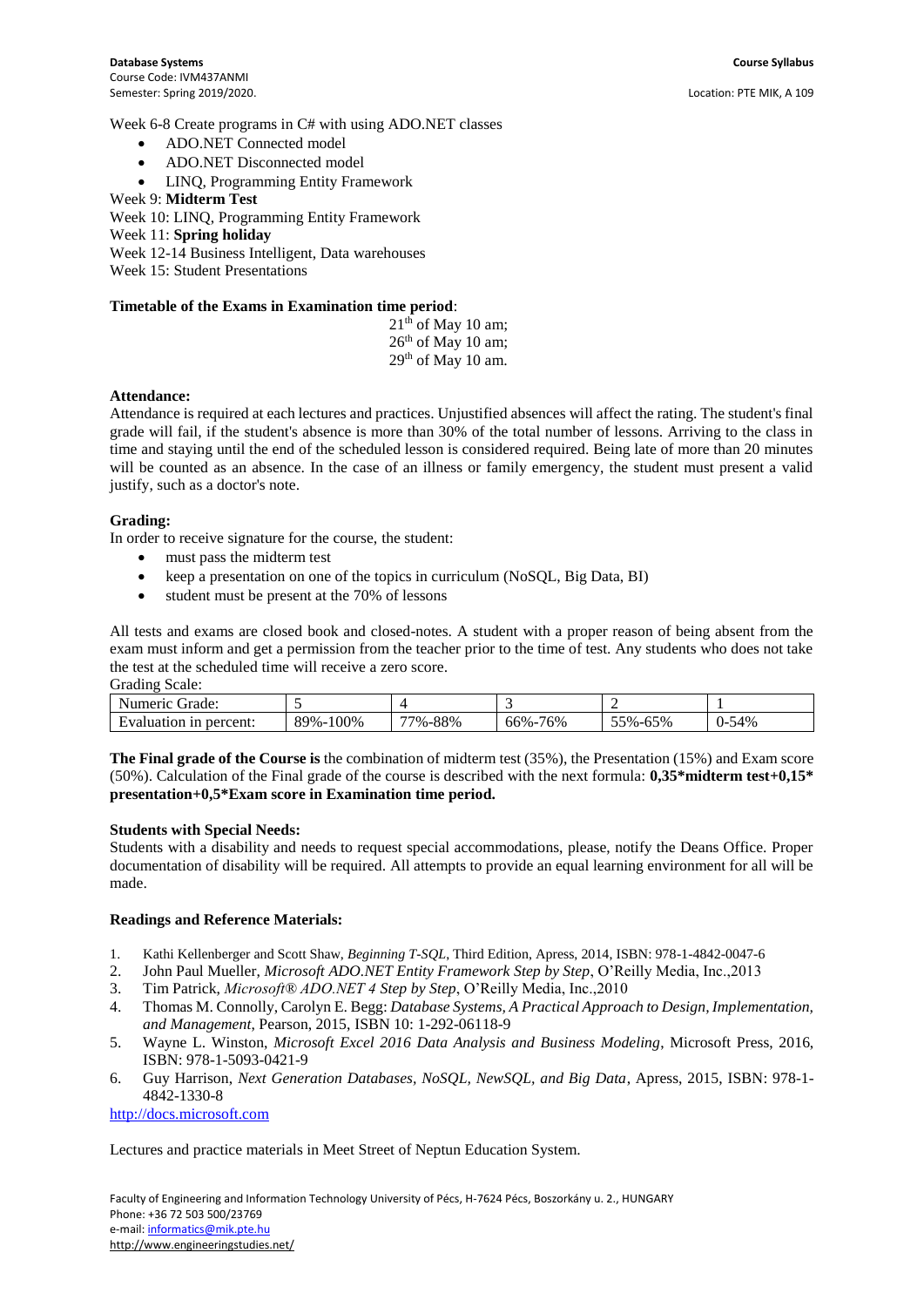Week 6-8 Create programs in C# with using ADO.NET classes

- ADO.NET Connected model
- ADO.NET Disconnected model
- LINQ, Programming Entity Framework

Week 9: **Midterm Test**
Week 10: LINQ, Programming Entity Framework
Week 11: **Spring holiday**
Week 12-14 Business Intelligent, Data warehouses
Week 15: Student Presentations

**Timetable of the Exams in Examination time period**:

21th of May 10 am;
26th of May 10 am;
29th of May 10 am.

**Attendance:**
Attendance is required at each lectures and practices. Unjustified absences will affect the rating. The student's final grade will fail, if the student's absence is more than 30% of the total number of lessons. Arriving to the class in time and staying until the end of the scheduled lesson is considered required. Being late of more than 20 minutes will be counted as an absence. In the case of an illness or family emergency, the student must present a valid justify, such as a doctor's note.

**Grading:**
In order to receive signature for the course, the student:

- must pass the midterm test
- keep a presentation on one of the topics in curriculum (NoSQL, Big Data, BI)
- student must be present at the 70% of lessons

All tests and exams are closed book and closed-notes. A student with a proper reason of being absent from the exam must inform and get a permission from the teacher prior to the time of test. Any students who does not take the test at the scheduled time will receive a zero score.

Grading Scale:

| Numeric Grade: | 5 | 4 | 3 | 2 | 1 |
|---|---|---|---|---|---|
| Evaluation in percent: | 89%-100% | 77%-88% | 66%-76% | 55%-65% | 0-54% |

**The Final grade of the Course is** the combination of midterm test (35%), the Presentation (15%) and Exam score (50%). Calculation of the Final grade of the course is described with the next formula: **0,35*midterm test+0,15* presentation+0,5*Exam score in Examination time period.**

**Students with Special Needs:**
Students with a disability and needs to request special accommodations, please, notify the Deans Office. Proper documentation of disability will be required. All attempts to provide an equal learning environment for all will be made.

**Readings and Reference Materials:**

1. Kathi Kellenberger and Scott Shaw, *Beginning T-SQL*, Third Edition, Apress, 2014, ISBN: 978-1-4842-0047-6
2. John Paul Mueller, *Microsoft ADO.NET Entity Framework Step by Step*, O'Reilly Media, Inc.,2013
3. Tim Patrick, *Microsoft® ADO.NET 4 Step by Step*, O'Reilly Media, Inc.,2010
4. Thomas M. Connolly, Carolyn E. Begg: *Database Systems, A Practical Approach to Design, Implementation, and Management*, Pearson, 2015, ISBN 10: 1-292-06118-9
5. Wayne L. Winston, *Microsoft Excel 2016 Data Analysis and Business Modeling*, Microsoft Press, 2016, ISBN: 978-1-5093-0421-9
6. Guy Harrison, *Next Generation Databases, NoSQL, NewSQL, and Big Data*, Apress, 2015, ISBN: 978-1-4842-1330-8

http://docs.microsoft.com

Lectures and practice materials in Meet Street of Neptun Education System.